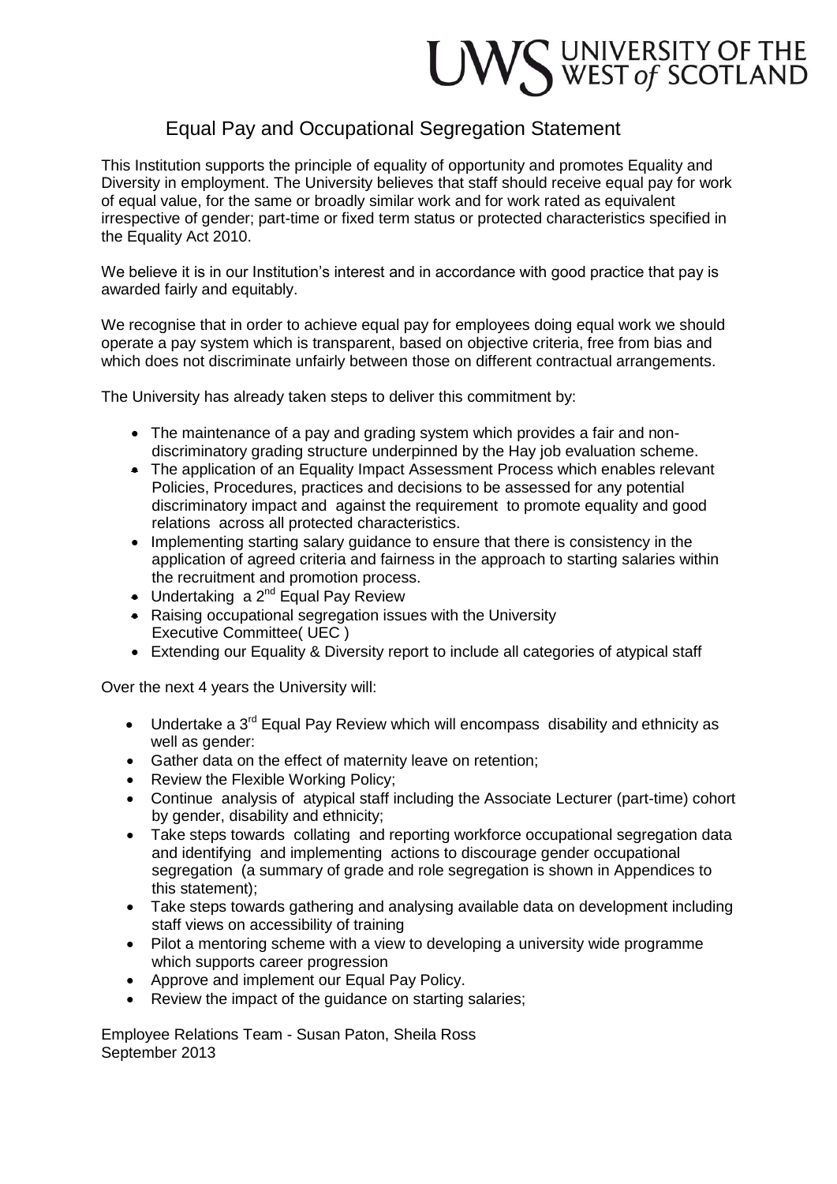UWS UNIVERSITY OF THE WEST *of* SCOTLAND

# Equal Pay and Occupational Segregation Statement

This Institution supports the principle of equality of opportunity and promotes Equality and Diversity in employment. The University believes that staff should receive equal pay for work of equal value, for the same or broadly similar work and for work rated as equivalent irrespective of gender; part-time or fixed term status or protected characteristics specified in the Equality Act 2010.

We believe it is in our Institution's interest and in accordance with good practice that pay is awarded fairly and equitably.

We recognise that in order to achieve equal pay for employees doing equal work we should operate a pay system which is transparent, based on objective criteria, free from bias and which does not discriminate unfairly between those on different contractual arrangements.

The University has already taken steps to deliver this commitment by:

- The maintenance of a pay and grading system which provides a fair and non-discriminatory grading structure underpinned by the Hay job evaluation scheme.
- The application of an Equality Impact Assessment Process which enables relevant Policies, Procedures, practices and decisions to be assessed for any potential discriminatory impact and against the requirement to promote equality and good relations across all protected characteristics.
- Implementing starting salary guidance to ensure that there is consistency in the application of agreed criteria and fairness in the approach to starting salaries within the recruitment and promotion process.
- Undertaking a 2nd Equal Pay Review
- Raising occupational segregation issues with the University Executive Committee( UEC )
- Extending our Equality & Diversity report to include all categories of atypical staff

Over the next 4 years the University will:

- Undertake a 3rd Equal Pay Review which will encompass disability and ethnicity as well as gender:
- Gather data on the effect of maternity leave on retention;
- Review the Flexible Working Policy;
- Continue analysis of atypical staff including the Associate Lecturer (part-time) cohort by gender, disability and ethnicity;
- Take steps towards collating and reporting workforce occupational segregation data and identifying and implementing actions to discourage gender occupational segregation (a summary of grade and role segregation is shown in Appendices to this statement);
- Take steps towards gathering and analysing available data on development including staff views on accessibility of training
- Pilot a mentoring scheme with a view to developing a university wide programme which supports career progression
- Approve and implement our Equal Pay Policy.
- Review the impact of the guidance on starting salaries;

Employee Relations Team - Susan Paton, Sheila Ross
September 2013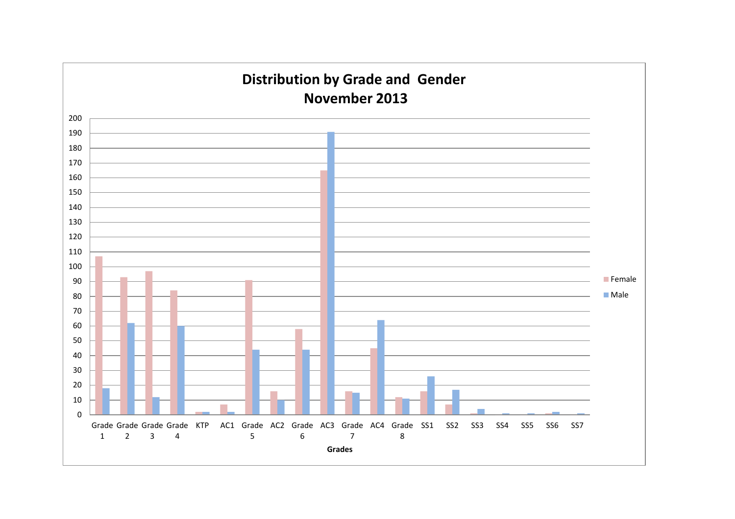# Distribution by Grade and Gender
# November 2013

| Grades | Female | Male |
|---|---|---|
| Grade 1 | 107 | 18 |
| Grade 2 | 93 | 62 |
| Grade 3 | 97 | 12 |
| Grade 4 | 84 | 60 |
| KTP | 2 | 2 |
| AC1 | 7 | 2 |
| Grade 5 | 91 | 44 |
| AC2 | 16 | 10 |
| Grade 6 | 58 | 44 |
| AC3 | 165 | 191 |
| Grade 7 | 16 | 15 |
| AC4 | 45 | 64 |
| Grade 8 | 12 | 11 |
| SS1 | 16 | 26 |
| SS2 | 7 | 17 |
| SS3 | 1 | 4 |
| SS4 | 0 | 1 |
| SS5 | 0 | 1 |
| SS6 | 1 | 2 |
| SS7 | 0 | 1 |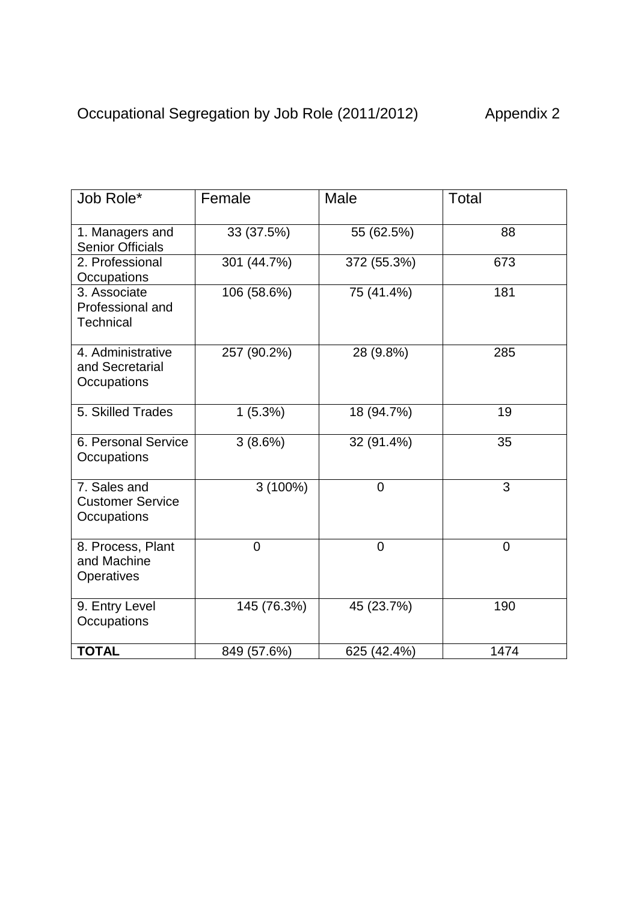Occupational Segregation by Job Role (2011/2012) Appendix 2

| Job Role* | Female | Male | Total |
|---|---|---|---|
| 1. Managers and Senior Officials | 33 (37.5%) | 55 (62.5%) | 88 |
| 2. Professional Occupations | 301 (44.7%) | 372 (55.3%) | 673 |
| 3. Associate Professional and Technical | 106 (58.6%) | 75 (41.4%) | 181 |
| 4. Administrative and Secretarial Occupations | 257 (90.2%) | 28 (9.8%) | 285 |
| 5. Skilled Trades | 1 (5.3%) | 18 (94.7%) | 19 |
| 6. Personal Service Occupations | 3 (8.6%) | 32 (91.4%) | 35 |
| 7. Sales and Customer Service Occupations | 3 (100%) | 0 | 3 |
| 8. Process, Plant and Machine Operatives | 0 | 0 | 0 |
| 9. Entry Level Occupations | 145 (76.3%) | 45 (23.7%) | 190 |
| **TOTAL** | 849 (57.6%) | 625 (42.4%) | 1474 |